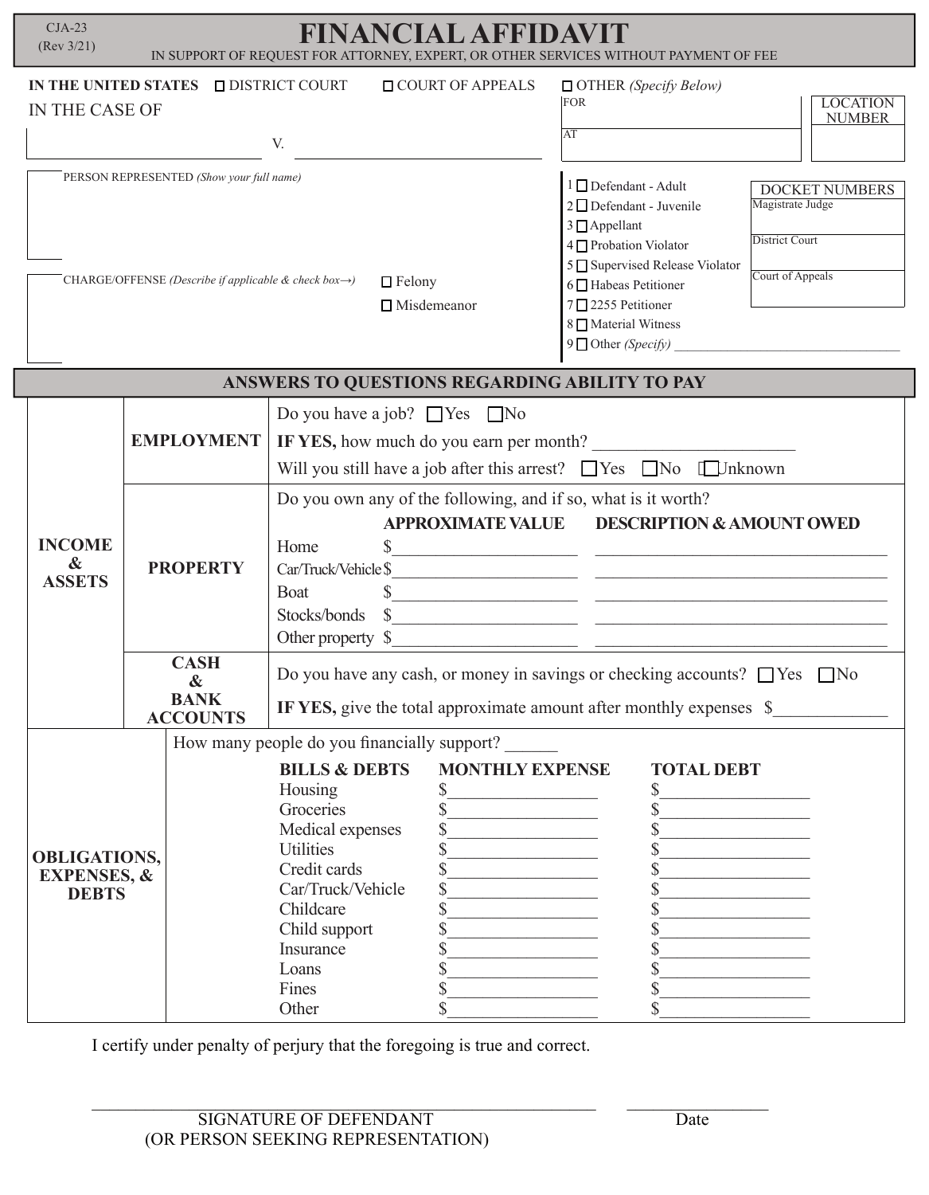CJA-23
(Rev 3/21)

# FINANCIAL AFFIDAVIT

IN SUPPORT OF REQUEST FOR ATTORNEY, EXPERT, OR OTHER SERVICES WITHOUT PAYMENT OF FEE

**IN THE UNITED STATES** ☐ DISTRICT COURT ☐ COURT OF APPEALS ☐ OTHER *(Specify Below)*

IN THE CASE OF

FOR

AT

LOCATION NUMBER

______________________ V. ______________________

PERSON REPRESENTED *(Show your full name)*

1 ☐ Defendant - Adult
2 ☐ Defendant - Juvenile
3 ☐ Appellant
4 ☐ Probation Violator
5 ☐ Supervised Release Violator
6 ☐ Habeas Petitioner
7 ☐ 2255 Petitioner
8 ☐ Material Witness
9 ☐ Other *(Specify)* ______________________

DOCKET NUMBERS
Magistrate Judge
District Court
Court of Appeals

CHARGE/OFFENSE *(Describe if applicable & check box→)* ☐ Felony ☐ Misdemeanor

## ANSWERS TO QUESTIONS REGARDING ABILITY TO PAY

### INCOME & ASSETS

**EMPLOYMENT**

Do you have a job? ☐ Yes ☐ No

**IF YES,** how much do you earn per month? ______________________

Will you still have a job after this arrest? ☐ Yes ☐ No ☐ Unknown

**PROPERTY**

Do you own any of the following, and if so, what is it worth?

| | APPROXIMATE VALUE | DESCRIPTION & AMOUNT OWED |
|---|---|---|
| Home | $______________ | ______________ |
| Car/Truck/Vehicle | $______________ | ______________ |
| Boat | $______________ | ______________ |
| Stocks/bonds | $______________ | ______________ |
| Other property | $______________ | ______________ |

**CASH & BANK ACCOUNTS**

Do you have any cash, or money in savings or checking accounts? ☐ Yes ☐ No

**IF YES,** give the total approximate amount after monthly expenses $______________

### OBLIGATIONS, EXPENSES, & DEBTS

How many people do you financially support? ______

| BILLS & DEBTS | MONTHLY EXPENSE | TOTAL DEBT |
|---|---|---|
| Housing | $______________ | $______________ |
| Groceries | $______________ | $______________ |
| Medical expenses | $______________ | $______________ |
| Utilities | $______________ | $______________ |
| Credit cards | $______________ | $______________ |
| Car/Truck/Vehicle | $______________ | $______________ |
| Childcare | $______________ | $______________ |
| Child support | $______________ | $______________ |
| Insurance | $______________ | $______________ |
| Loans | $______________ | $______________ |
| Fines | $______________ | $______________ |
| Other | $______________ | $______________ |

I certify under penalty of perjury that the foregoing is true and correct.

______________________________________ ______________

SIGNATURE OF DEFENDANT (OR PERSON SEEKING REPRESENTATION) Date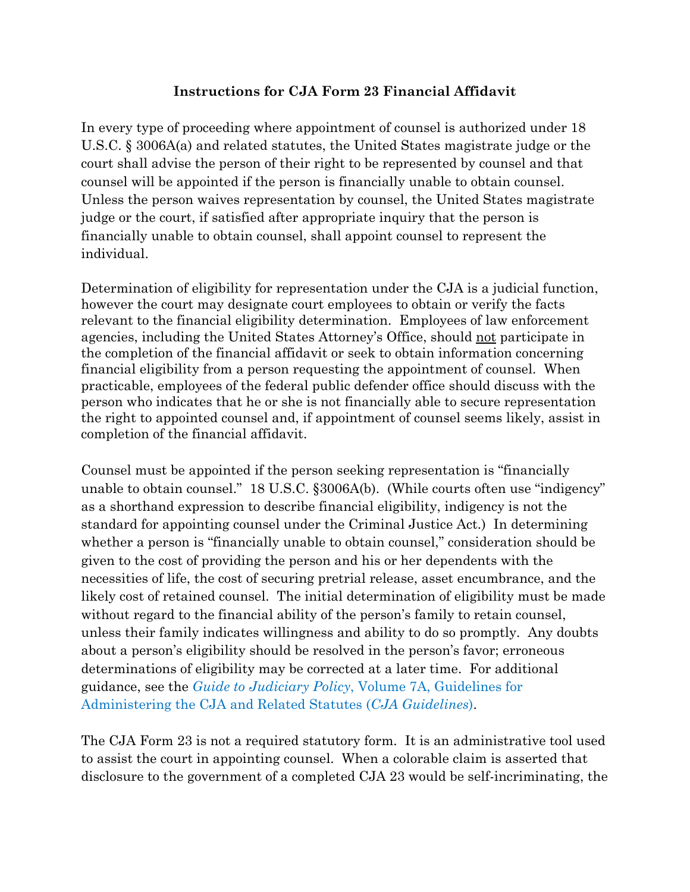### Instructions for CJA Form 23 Financial Affidavit

In every type of proceeding where appointment of counsel is authorized under 18 U.S.C. § 3006A(a) and related statutes, the United States magistrate judge or the court shall advise the person of their right to be represented by counsel and that counsel will be appointed if the person is financially unable to obtain counsel. Unless the person waives representation by counsel, the United States magistrate judge or the court, if satisfied after appropriate inquiry that the person is financially unable to obtain counsel, shall appoint counsel to represent the individual.

Determination of eligibility for representation under the CJA is a judicial function, however the court may designate court employees to obtain or verify the facts relevant to the financial eligibility determination. Employees of law enforcement agencies, including the United States Attorney's Office, should not participate in the completion of the financial affidavit or seek to obtain information concerning financial eligibility from a person requesting the appointment of counsel. When practicable, employees of the federal public defender office should discuss with the person who indicates that he or she is not financially able to secure representation the right to appointed counsel and, if appointment of counsel seems likely, assist in completion of the financial affidavit.

Counsel must be appointed if the person seeking representation is "financially unable to obtain counsel." 18 U.S.C. §3006A(b). (While courts often use "indigency" as a shorthand expression to describe financial eligibility, indigency is not the standard for appointing counsel under the Criminal Justice Act.) In determining whether a person is "financially unable to obtain counsel," consideration should be given to the cost of providing the person and his or her dependents with the necessities of life, the cost of securing pretrial release, asset encumbrance, and the likely cost of retained counsel. The initial determination of eligibility must be made without regard to the financial ability of the person's family to retain counsel, unless their family indicates willingness and ability to do so promptly. Any doubts about a person's eligibility should be resolved in the person's favor; erroneous determinations of eligibility may be corrected at a later time. For additional guidance, see the *Guide to Judiciary Policy*, Volume 7A, Guidelines for Administering the CJA and Related Statutes (*CJA Guidelines*).

The CJA Form 23 is not a required statutory form. It is an administrative tool used to assist the court in appointing counsel. When a colorable claim is asserted that disclosure to the government of a completed CJA 23 would be self-incriminating, the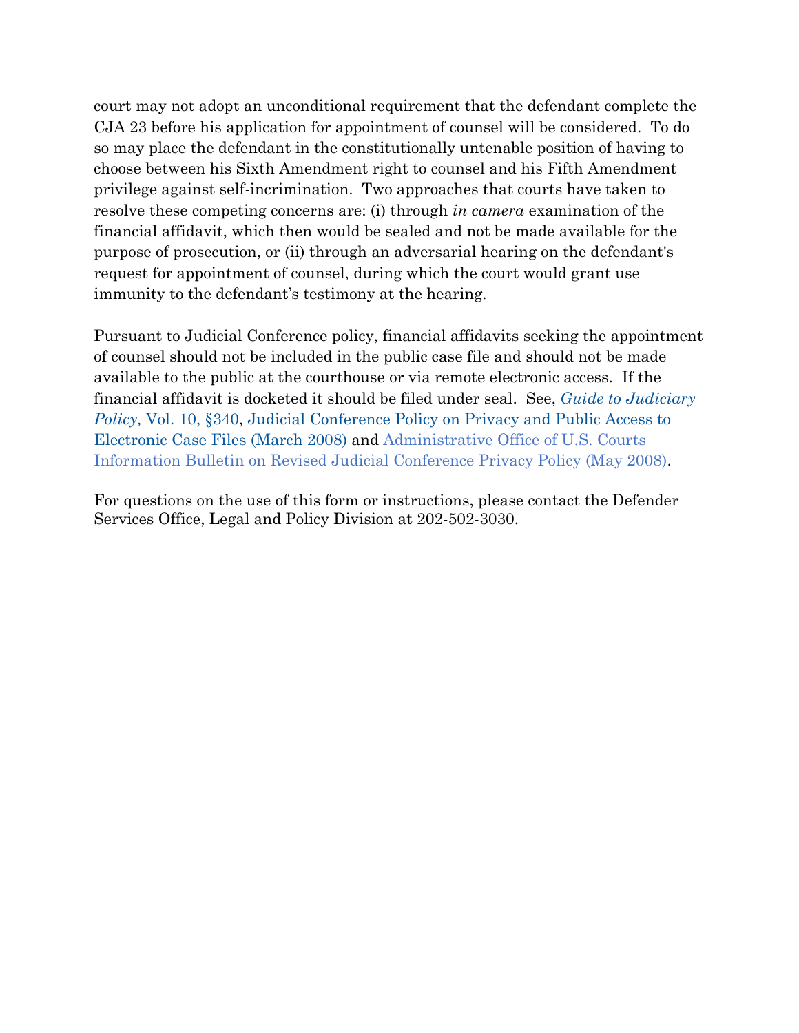court may not adopt an unconditional requirement that the defendant complete the CJA 23 before his application for appointment of counsel will be considered. To do so may place the defendant in the constitutionally untenable position of having to choose between his Sixth Amendment right to counsel and his Fifth Amendment privilege against self-incrimination. Two approaches that courts have taken to resolve these competing concerns are: (i) through *in camera* examination of the financial affidavit, which then would be sealed and not be made available for the purpose of prosecution, or (ii) through an adversarial hearing on the defendant's request for appointment of counsel, during which the court would grant use immunity to the defendant's testimony at the hearing.

Pursuant to Judicial Conference policy, financial affidavits seeking the appointment of counsel should not be included in the public case file and should not be made available to the public at the courthouse or via remote electronic access. If the financial affidavit is docketed it should be filed under seal. See, *Guide to Judiciary Policy,* Vol. 10, §340, Judicial Conference Policy on Privacy and Public Access to Electronic Case Files (March 2008) and Administrative Office of U.S. Courts Information Bulletin on Revised Judicial Conference Privacy Policy (May 2008).

For questions on the use of this form or instructions, please contact the Defender Services Office, Legal and Policy Division at 202-502-3030.